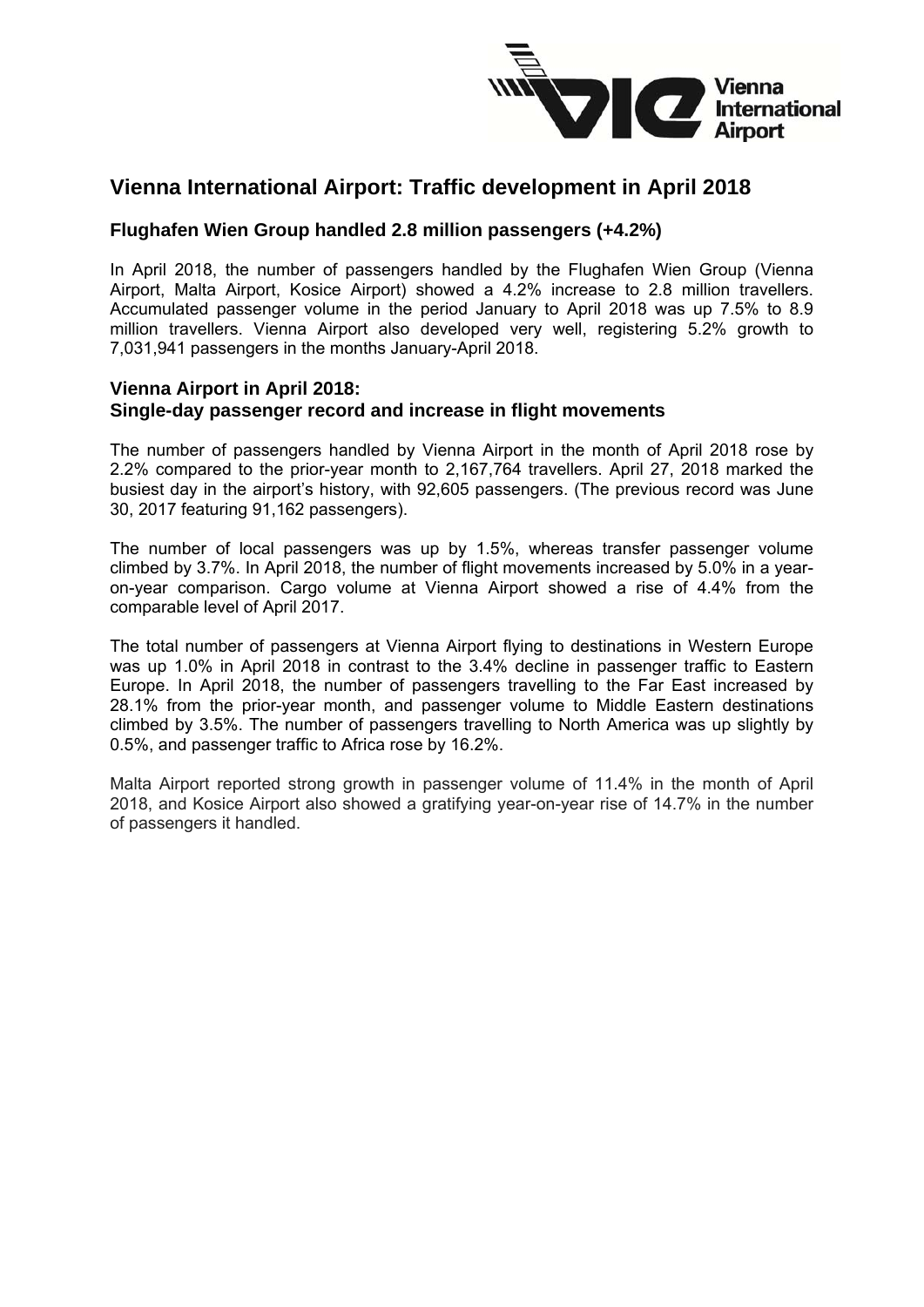# Vienna International Airport: Traffic development in April 2018

## Flughafen Wien Group handled 2.8 million passengers (+4.2%)

In April 2018, the number of passengers handled by the Flughafen Wien Group (Vienna Airport, Malta Airport, Kosice Airport) showed a 4.2% increase to 2.8 million travellers. Accumulated passenger volume in the period January to April 2018 was up 7.5% to 8.9 million travellers. Vienna Airport also developed very well, registering 5.2% growth to 7,031,941 passengers in the months January-April 2018.

## Vienna Airport in April 2018: Single-day passenger record and increase in flight movements

The number of passengers handled by Vienna Airport in the month of April 2018 rose by 2.2% compared to the prior-year month to 2,167,764 travellers. April 27, 2018 marked the busiest day in the airport's history, with 92,605 passengers. (The previous record was June 30, 2017 featuring 91,162 passengers).

The number of local passengers was up by 1.5%, whereas transfer passenger volume climbed by 3.7%. In April 2018, the number of flight movements increased by 5.0% in a year-on-year comparison. Cargo volume at Vienna Airport showed a rise of 4.4% from the comparable level of April 2017.

The total number of passengers at Vienna Airport flying to destinations in Western Europe was up 1.0% in April 2018 in contrast to the 3.4% decline in passenger traffic to Eastern Europe. In April 2018, the number of passengers travelling to the Far East increased by 28.1% from the prior-year month, and passenger volume to Middle Eastern destinations climbed by 3.5%. The number of passengers travelling to North America was up slightly by 0.5%, and passenger traffic to Africa rose by 16.2%.

Malta Airport reported strong growth in passenger volume of 11.4% in the month of April 2018, and Kosice Airport also showed a gratifying year-on-year rise of 14.7% in the number of passengers it handled.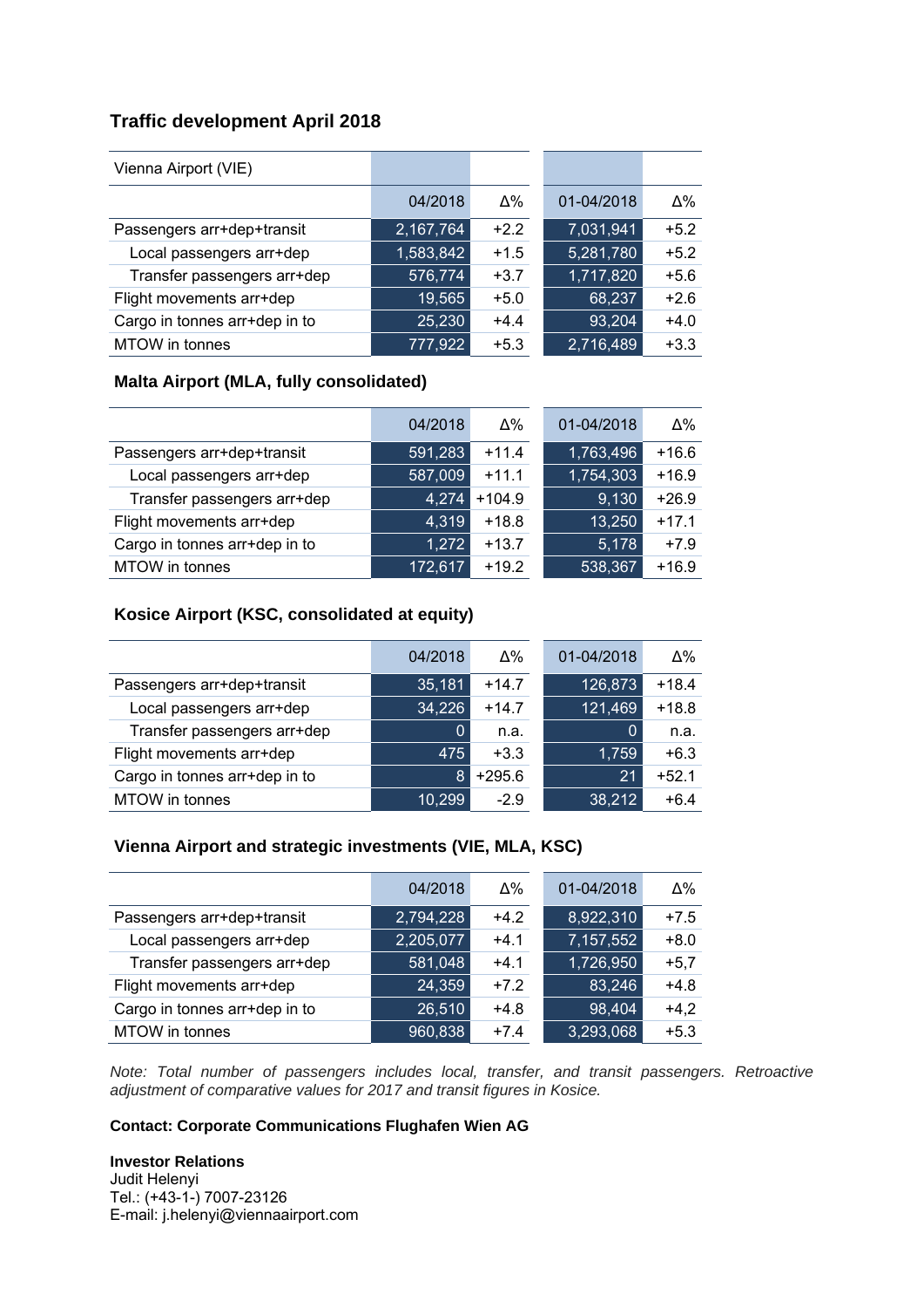## Traffic development April 2018

| Vienna Airport (VIE) | 04/2018 | Δ% | 01-04/2018 | Δ% |
|---|---|---|---|---|
| Passengers arr+dep+transit | 2,167,764 | +2.2 | 7,031,941 | +5.2 |
| Local passengers arr+dep | 1,583,842 | +1.5 | 5,281,780 | +5.2 |
| Transfer passengers arr+dep | 576,774 | +3.7 | 1,717,820 | +5.6 |
| Flight movements arr+dep | 19,565 | +5.0 | 68,237 | +2.6 |
| Cargo in tonnes arr+dep in to | 25,230 | +4.4 | 93,204 | +4.0 |
| MTOW in tonnes | 777,922 | +5.3 | 2,716,489 | +3.3 |

### Malta Airport (MLA, fully consolidated)

| | 04/2018 | Δ% | 01-04/2018 | Δ% |
|---|---|---|---|---|
| Passengers arr+dep+transit | 591,283 | +11.4 | 1,763,496 | +16.6 |
| Local passengers arr+dep | 587,009 | +11.1 | 1,754,303 | +16.9 |
| Transfer passengers arr+dep | 4,274 | +104.9 | 9,130 | +26.9 |
| Flight movements arr+dep | 4,319 | +18.8 | 13,250 | +17.1 |
| Cargo in tonnes arr+dep in to | 1,272 | +13.7 | 5,178 | +7.9 |
| MTOW in tonnes | 172,617 | +19.2 | 538,367 | +16.9 |

### Kosice Airport (KSC, consolidated at equity)

| | 04/2018 | Δ% | 01-04/2018 | Δ% |
|---|---|---|---|---|
| Passengers arr+dep+transit | 35,181 | +14.7 | 126,873 | +18.4 |
| Local passengers arr+dep | 34,226 | +14.7 | 121,469 | +18.8 |
| Transfer passengers arr+dep | 0 | n.a. | 0 | n.a. |
| Flight movements arr+dep | 475 | +3.3 | 1,759 | +6.3 |
| Cargo in tonnes arr+dep in to | 8 | +295.6 | 21 | +52.1 |
| MTOW in tonnes | 10,299 | -2.9 | 38,212 | +6.4 |

### Vienna Airport and strategic investments (VIE, MLA, KSC)

| | 04/2018 | Δ% | 01-04/2018 | Δ% |
|---|---|---|---|---|
| Passengers arr+dep+transit | 2,794,228 | +4.2 | 8,922,310 | +7.5 |
| Local passengers arr+dep | 2,205,077 | +4.1 | 7,157,552 | +8.0 |
| Transfer passengers arr+dep | 581,048 | +4.1 | 1,726,950 | +5,7 |
| Flight movements arr+dep | 24,359 | +7.2 | 83,246 | +4.8 |
| Cargo in tonnes arr+dep in to | 26,510 | +4.8 | 98,404 | +4,2 |
| MTOW in tonnes | 960,838 | +7.4 | 3,293,068 | +5.3 |

*Note: Total number of passengers includes local, transfer, and transit passengers. Retroactive adjustment of comparative values for 2017 and transit figures in Kosice.*

**Contact: Corporate Communications Flughafen Wien AG**

**Investor Relations**
Judit Helenyi
Tel.: (+43-1-) 7007-23126
E-mail: j.helenyi@viennaairport.com